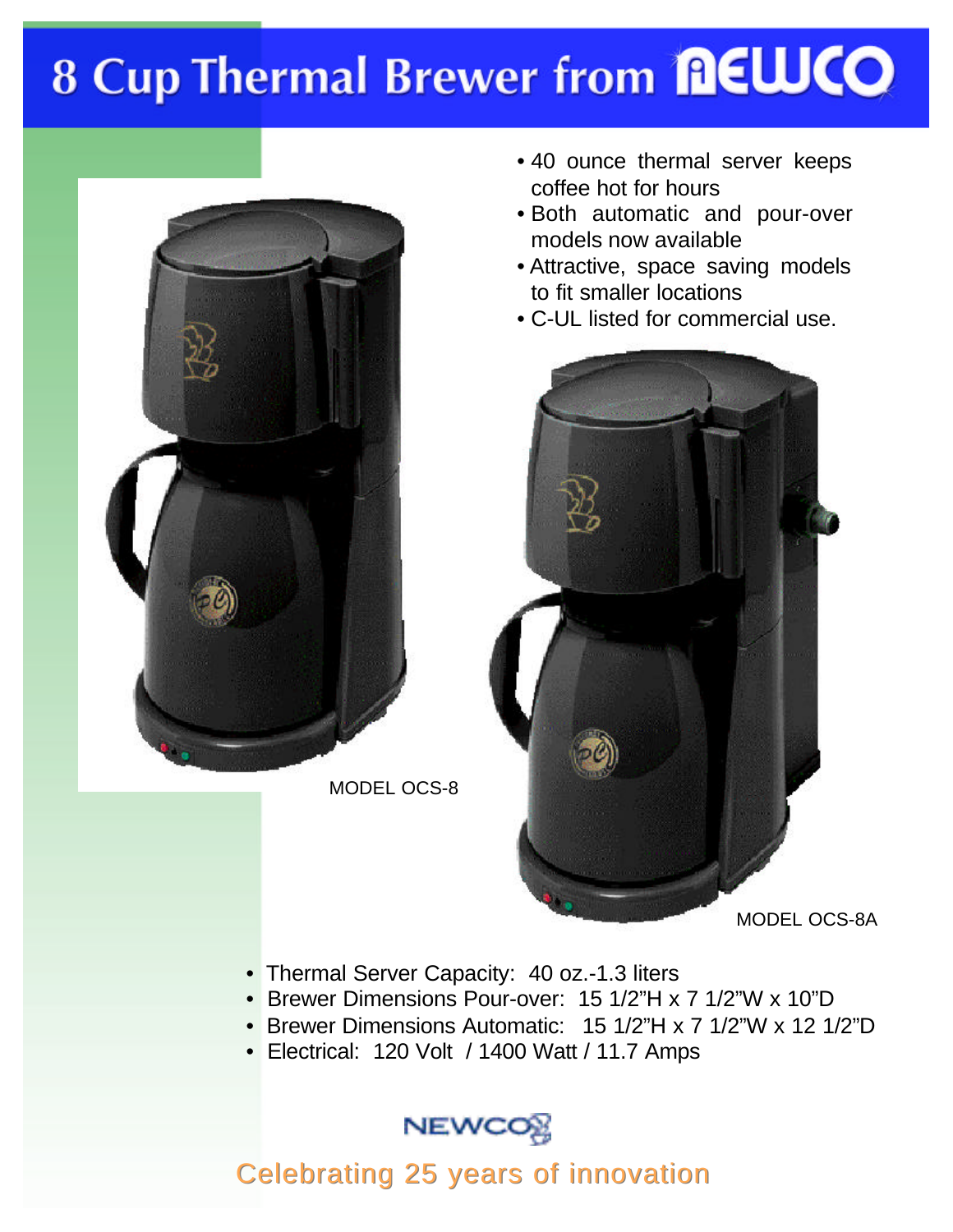# 8 Cup Thermal Brewer from NEWCO

- 40 ounce thermal server keeps coffee hot for hours
- Both automatic and pour-over models now available
- Attractive, space saving models to fit smaller locations
- C-UL listed for commercial use.

MODEL OCS-8

MODEL OCS-8A

- Thermal Server Capacity: 40 oz.-1.3 liters
- Brewer Dimensions Pour-over: 15 1/2"H x 7 1/2"W x 10"D
- Brewer Dimensions Automatic: 15 1/2"H x 7 1/2"W x 12 1/2"D
- Electrical: 120 Volt / 1400 Watt / 11.7 Amps

NEWCO

Celebrating 25 years of innovation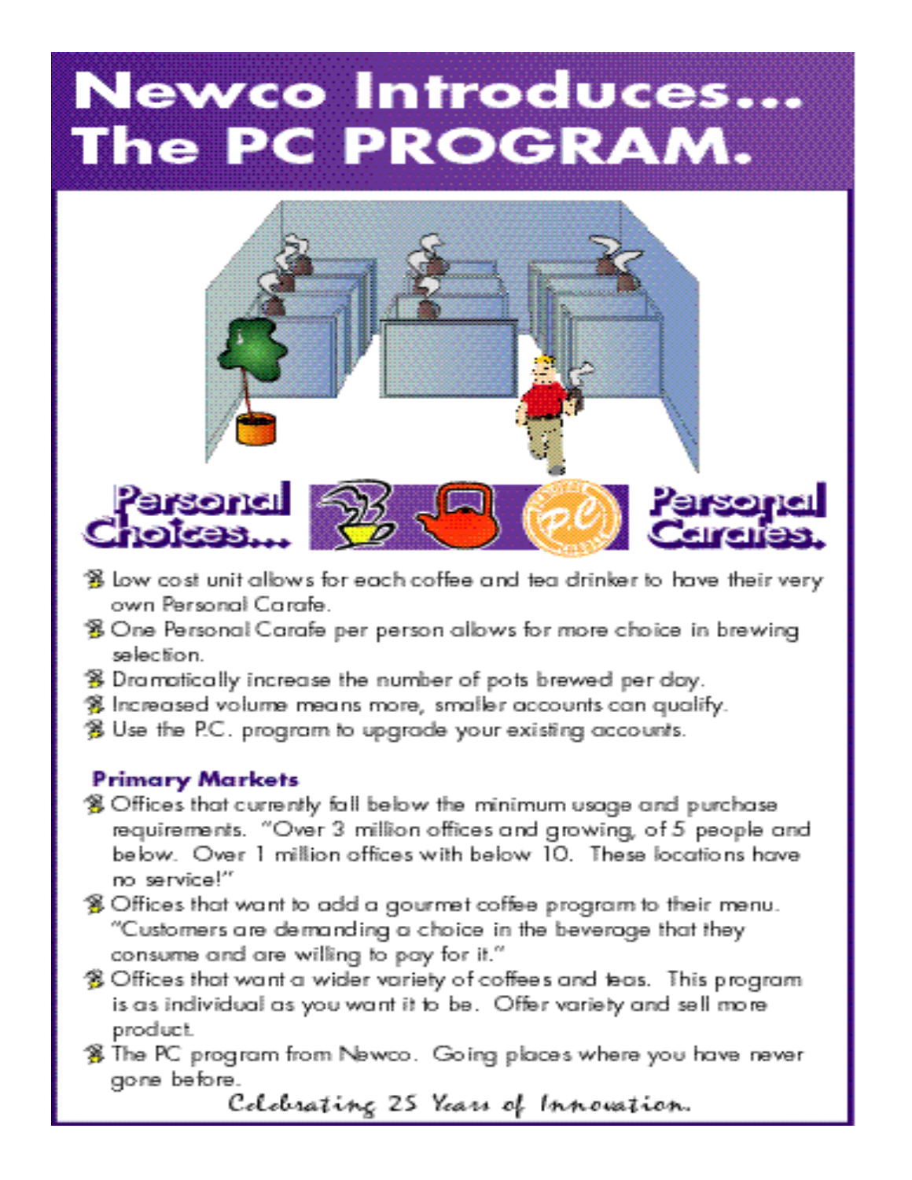# Newco Introduces... The PC PROGRAM.

**Personal Choices... Personal Carafes.**

- Low cost unit allows for each coffee and tea drinker to have their very own Personal Carafe.
- One Personal Carafe per person allows for more choice in brewing selection.
- Dramatically increase the number of pots brewed per day.
- Increased volume means more, smaller accounts can qualify.
- Use the P.C. program to upgrade your existing accounts.

### Primary Markets

- Offices that currently fall below the minimum usage and purchase requirements. "Over 3 million offices and growing, of 5 people and below. Over 1 million offices with below 10. These locations have no service!"
- Offices that want to add a gourmet coffee program to their menu. "Customers are demanding a choice in the beverage that they consume and are willing to pay for it."
- Offices that want a wider variety of coffees and teas. This program is as individual as you want it to be. Offer variety and sell more product.
- The PC program from Newco. Going places where you have never gone before.

*Celebrating 25 Years of Innovation.*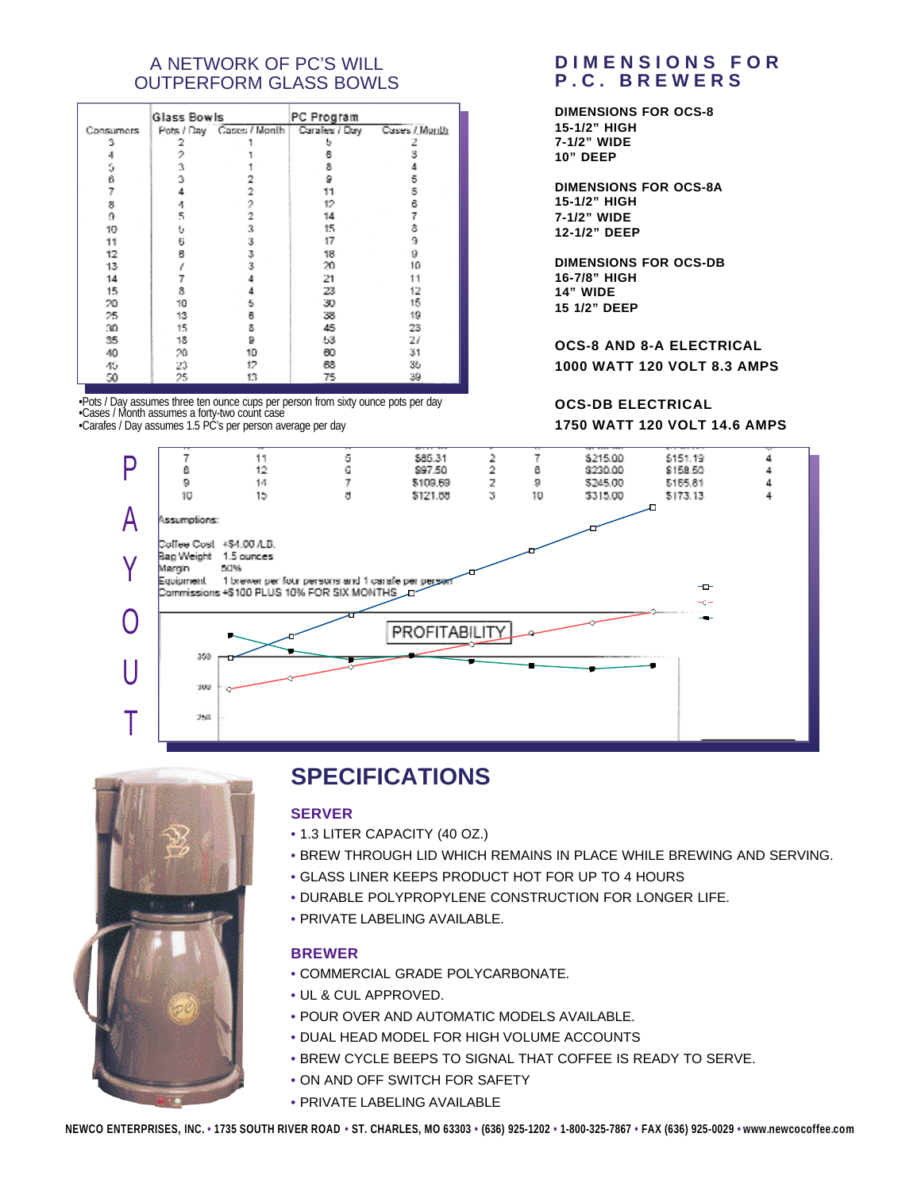## A NETWORK OF PC'S WILL OUTPERFORM GLASS BOWLS

| | Glass Bowls | | PC Program | |
|---|---|---|---|---|
| Consumers | Pots / Day | Cases / Month | Carafes / Day | Cases / Month |
| 3 | 2 | 1 | 5 | 2 |
| 4 | 2 | 1 | 6 | 3 |
| 5 | 3 | 1 | 8 | 4 |
| 6 | 3 | 2 | 9 | 5 |
| 7 | 4 | 2 | 11 | 5 |
| 8 | 4 | 2 | 12 | 6 |
| 9 | 5 | 2 | 14 | 7 |
| 10 | 5 | 3 | 15 | 8 |
| 11 | 6 | 3 | 17 | 9 |
| 12 | 6 | 3 | 18 | 9 |
| 13 | 7 | 3 | 20 | 10 |
| 14 | 7 | 4 | 21 | 11 |
| 15 | 8 | 4 | 23 | 12 |
| 20 | 10 | 5 | 30 | 15 |
| 25 | 13 | 6 | 38 | 19 |
| 30 | 15 | 8 | 45 | 23 |
| 35 | 18 | 9 | 53 | 27 |
| 40 | 20 | 10 | 60 | 31 |
| 45 | 23 | 12 | 68 | 35 |
| 50 | 25 | 13 | 75 | 39 |

•Pots / Day assumes three ten ounce cups per person from sixty ounce pots per day
•Cases / Month assumes a forty-two count case
•Carafes / Day assumes 1.5 PC's per person average per day

## DIMENSIONS FOR P.C. BREWERS

**DIMENSIONS FOR OCS-8**
**15-1/2" HIGH**
**7-1/2" WIDE**
**10" DEEP**

**DIMENSIONS FOR OCS-8A**
**15-1/2" HIGH**
**7-1/2" WIDE**
**12-1/2" DEEP**

**DIMENSIONS FOR OCS-DB**
**16-7/8" HIGH**
**14" WIDE**
**15 1/2" DEEP**

**OCS-8 AND 8-A ELECTRICAL**
**1000 WATT 120 VOLT 8.3 AMPS**

**OCS-DB ELECTRICAL**
**1750 WATT 120 VOLT 14.6 AMPS**

## PAYOUT

| | | | | | | | | | |
|---|---|---|---|---|---|---|---|---|---|
| 7 | 11 | 5 | $85.31 | 2 | 7 | $215.00 | $151.19 | 4 |
| 8 | 12 | 6 | $97.50 | 2 | 8 | $230.00 | $158.50 | 4 |
| 9 | 14 | 7 | $109.69 | 2 | 9 | $245.00 | $165.81 | 4 |
| 10 | 15 | 8 | $121.88 | 3 | 10 | $315.00 | $173.13 | 4 |

Assumptions:
Coffee Cost +$4.00 /LB.
Bag Weight 1.5 ounces
Margin 50%
Equipment 1 brewer per four persons and 1 carafe per person
Commissions +$100 PLUS 10% FOR SIX MONTHS

PROFITABILITY

350
300
250

## SPECIFICATIONS

### SERVER

- 1.3 LITER CAPACITY (40 OZ.)
- BREW THROUGH LID WHICH REMAINS IN PLACE WHILE BREWING AND SERVING.
- GLASS LINER KEEPS PRODUCT HOT FOR UP TO 4 HOURS
- DURABLE POLYPROPYLENE CONSTRUCTION FOR LONGER LIFE.
- PRIVATE LABELING AVAILABLE.

### BREWER

- COMMERCIAL GRADE POLYCARBONATE.
- UL & CUL APPROVED.
- POUR OVER AND AUTOMATIC MODELS AVAILABLE.
- DUAL HEAD MODEL FOR HIGH VOLUME ACCOUNTS
- BREW CYCLE BEEPS TO SIGNAL THAT COFFEE IS READY TO SERVE.
- ON AND OFF SWITCH FOR SAFETY
- PRIVATE LABELING AVAILABLE

NEWCO ENTERPRISES, INC. • 1735 SOUTH RIVER ROAD • ST. CHARLES, MO 63303 • (636) 925-1202 • 1-800-325-7867 • FAX (636) 925-0029 • www.newcocoffee.com